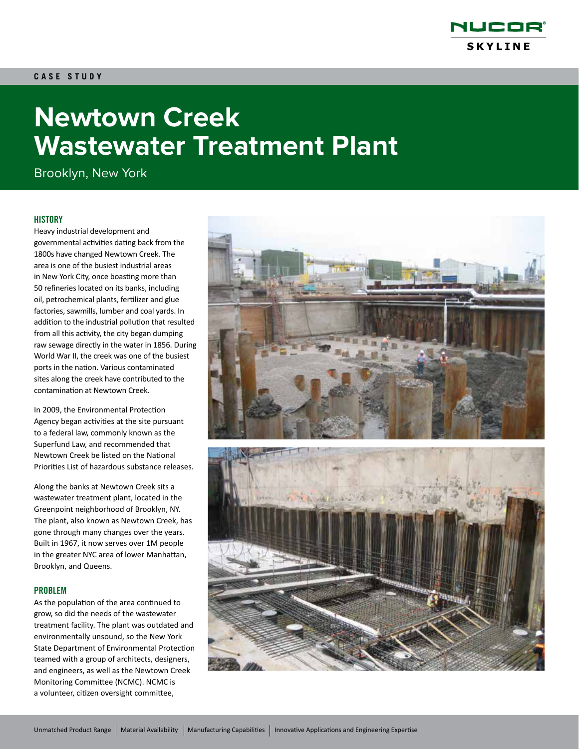CASE STUDY

# Newtown Creek Wastewater Treatment Plant

Brooklyn, New York

## HISTORY

Heavy industrial development and governmental activities dating back from the 1800s have changed Newtown Creek. The area is one of the busiest industrial areas in New York City, once boasting more than 50 refineries located on its banks, including oil, petrochemical plants, fertilizer and glue factories, sawmills, lumber and coal yards. In addition to the industrial pollution that resulted from all this activity, the city began dumping raw sewage directly in the water in 1856. During World War II, the creek was one of the busiest ports in the nation. Various contaminated sites along the creek have contributed to the contamination at Newtown Creek.

In 2009, the Environmental Protection Agency began activities at the site pursuant to a federal law, commonly known as the Superfund Law, and recommended that Newtown Creek be listed on the National Priorities List of hazardous substance releases.

Along the banks at Newtown Creek sits a wastewater treatment plant, located in the Greenpoint neighborhood of Brooklyn, NY. The plant, also known as Newtown Creek, has gone through many changes over the years. Built in 1967, it now serves over 1M people in the greater NYC area of lower Manhattan, Brooklyn, and Queens.

## PROBLEM

As the population of the area continued to grow, so did the needs of the wastewater treatment facility. The plant was outdated and environmentally unsound, so the New York State Department of Environmental Protection teamed with a group of architects, designers, and engineers, as well as the Newtown Creek Monitoring Committee (NCMC). NCMC is a volunteer, citizen oversight committee,

Unmatched Product Range | Material Availability | Manufacturing Capabilities | Innovative Applications and Engineering Expertise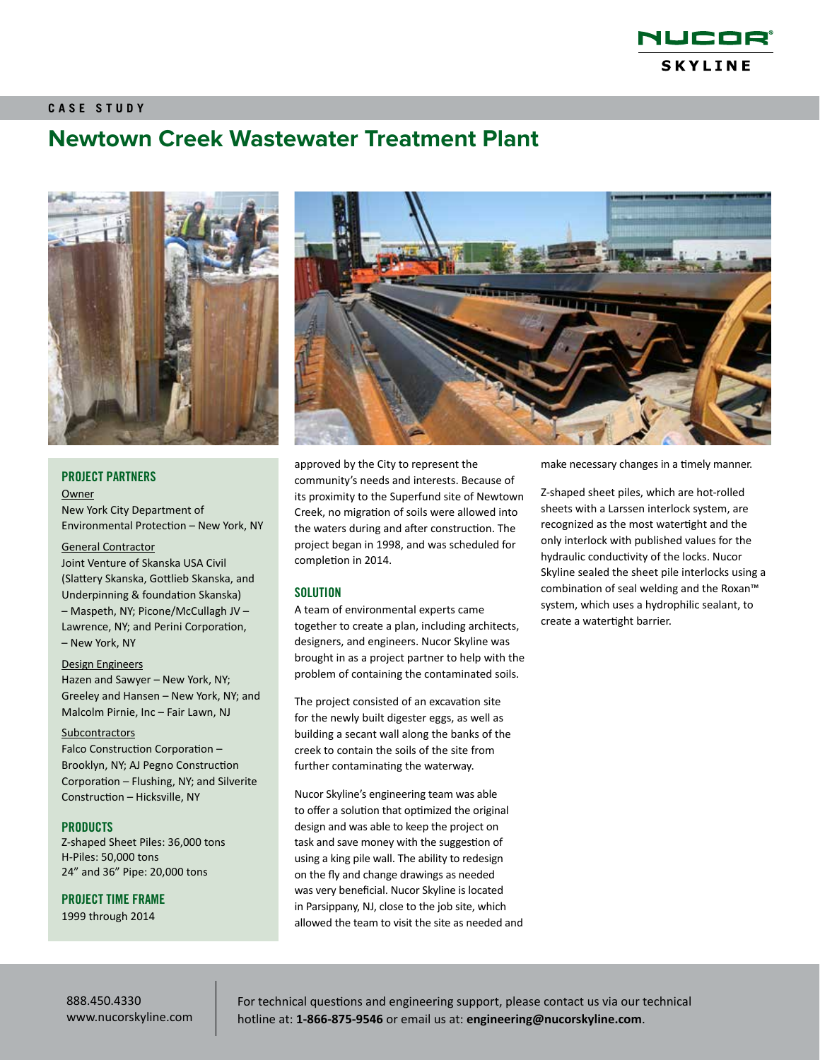CASE STUDY

# Newtown Creek Wastewater Treatment Plant

## PROJECT PARTNERS

Owner

New York City Department of Environmental Protection – New York, NY

General Contractor

Joint Venture of Skanska USA Civil (Slattery Skanska, Gottlieb Skanska, and Underpinning & foundation Skanska) – Maspeth, NY; Picone/McCullagh JV – Lawrence, NY; and Perini Corporation, – New York, NY

Design Engineers

Hazen and Sawyer – New York, NY; Greeley and Hansen – New York, NY; and Malcolm Pirnie, Inc – Fair Lawn, NJ

Subcontractors

Falco Construction Corporation – Brooklyn, NY; AJ Pegno Construction Corporation – Flushing, NY; and Silverite Construction – Hicksville, NY

## PRODUCTS

Z-shaped Sheet Piles: 36,000 tons
H-Piles: 50,000 tons
24" and 36" Pipe: 20,000 tons

## PROJECT TIME FRAME

1999 through 2014

approved by the City to represent the community's needs and interests. Because of its proximity to the Superfund site of Newtown Creek, no migration of soils were allowed into the waters during and after construction. The project began in 1998, and was scheduled for completion in 2014.

## SOLUTION

A team of environmental experts came together to create a plan, including architects, designers, and engineers. Nucor Skyline was brought in as a project partner to help with the problem of containing the contaminated soils.

The project consisted of an excavation site for the newly built digester eggs, as well as building a secant wall along the banks of the creek to contain the soils of the site from further contaminating the waterway.

Nucor Skyline's engineering team was able to offer a solution that optimized the original design and was able to keep the project on task and save money with the suggestion of using a king pile wall. The ability to redesign on the fly and change drawings as needed was very beneficial. Nucor Skyline is located in Parsippany, NJ, close to the job site, which allowed the team to visit the site as needed and make necessary changes in a timely manner.

Z-shaped sheet piles, which are hot-rolled sheets with a Larssen interlock system, are recognized as the most watertight and the only interlock with published values for the hydraulic conductivity of the locks. Nucor Skyline sealed the sheet pile interlocks using a combination of seal welding and the Roxan™ system, which uses a hydrophilic sealant, to create a watertight barrier.

888.450.4330
www.nucorskyline.com

For technical questions and engineering support, please contact us via our technical hotline at: **1-866-875-9546** or email us at: **engineering@nucorskyline.com**.